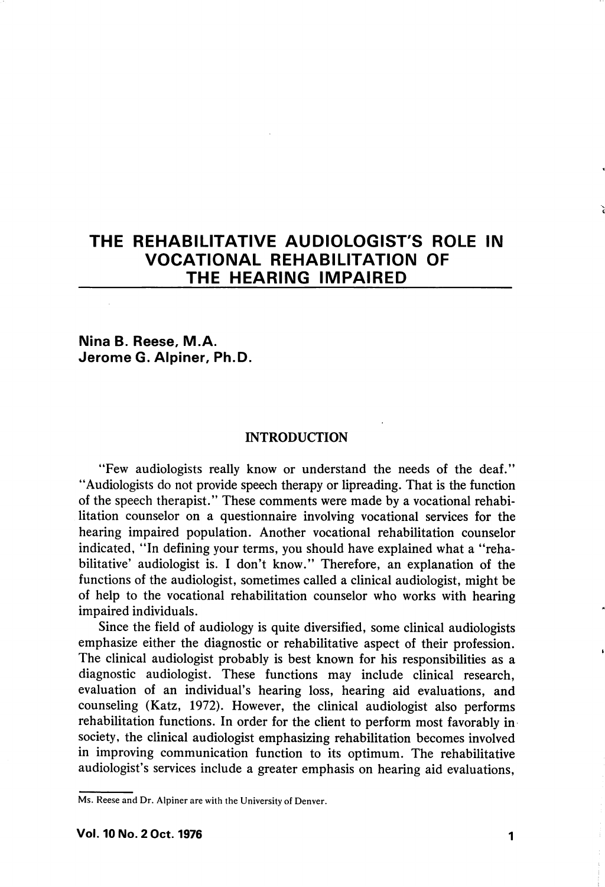# THE REHABILITATIVE AUDIOLOGIST'S ROLE IN VOCATIONAL REHABILITATION OF THE HEARING IMPAIRED

**Nina B. Reese, M.A.**
**Jerome G. Alpiner, Ph.D.**

## INTRODUCTION

"Few audiologists really know or understand the needs of the deaf." "Audiologists do not provide speech therapy or lipreading. That is the function of the speech therapist." These comments were made by a vocational rehabilitation counselor on a questionnaire involving vocational services for the hearing impaired population. Another vocational rehabilitation counselor indicated, "In defining your terms, you should have explained what a "rehabilitative' audiologist is. I don't know." Therefore, an explanation of the functions of the audiologist, sometimes called a clinical audiologist, might be of help to the vocational rehabilitation counselor who works with hearing impaired individuals.

Since the field of audiology is quite diversified, some clinical audiologists emphasize either the diagnostic or rehabilitative aspect of their profession. The clinical audiologist probably is best known for his responsibilities as a diagnostic audiologist. These functions may include clinical research, evaluation of an individual's hearing loss, hearing aid evaluations, and counseling (Katz, 1972). However, the clinical audiologist also performs rehabilitation functions. In order for the client to perform most favorably in society, the clinical audiologist emphasizing rehabilitation becomes involved in improving communication function to its optimum. The rehabilitative audiologist's services include a greater emphasis on hearing aid evaluations,

Ms. Reese and Dr. Alpiner are with the University of Denver.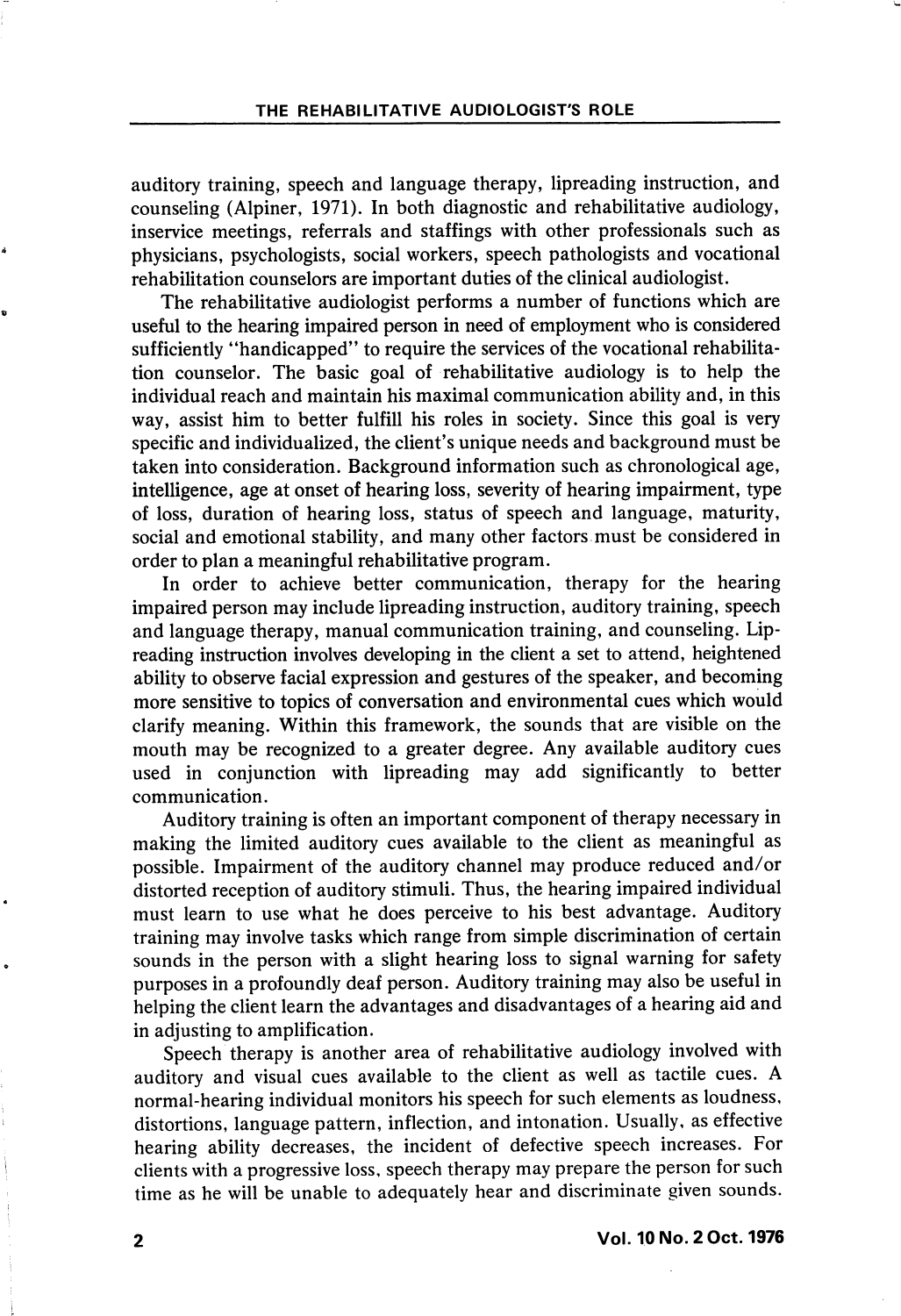auditory training, speech and language therapy, lipreading instruction, and counseling (Alpiner, 1971). In both diagnostic and rehabilitative audiology, inservice meetings, referrals and staffings with other professionals such as physicians, psychologists, social workers, speech pathologists and vocational rehabilitation counselors are important duties of the clinical audiologist.

The rehabilitative audiologist performs a number of functions which are useful to the hearing impaired person in need of employment who is considered sufficiently "handicapped" to require the services of the vocational rehabilitation counselor. The basic goal of rehabilitative audiology is to help the individual reach and maintain his maximal communication ability and, in this way, assist him to better fulfill his roles in society. Since this goal is very specific and individualized, the client's unique needs and background must be taken into consideration. Background information such as chronological age, intelligence, age at onset of hearing loss, severity of hearing impairment, type of loss, duration of hearing loss, status of speech and language, maturity, social and emotional stability, and many other factors must be considered in order to plan a meaningful rehabilitative program.

In order to achieve better communication, therapy for the hearing impaired person may include lipreading instruction, auditory training, speech and language therapy, manual communication training, and counseling. Lipreading instruction involves developing in the client a set to attend, heightened ability to observe facial expression and gestures of the speaker, and becoming more sensitive to topics of conversation and environmental cues which would clarify meaning. Within this framework, the sounds that are visible on the mouth may be recognized to a greater degree. Any available auditory cues used in conjunction with lipreading may add significantly to better communication.

Auditory training is often an important component of therapy necessary in making the limited auditory cues available to the client as meaningful as possible. Impairment of the auditory channel may produce reduced and/or distorted reception of auditory stimuli. Thus, the hearing impaired individual must learn to use what he does perceive to his best advantage. Auditory training may involve tasks which range from simple discrimination of certain sounds in the person with a slight hearing loss to signal warning for safety purposes in a profoundly deaf person. Auditory training may also be useful in helping the client learn the advantages and disadvantages of a hearing aid and in adjusting to amplification.

Speech therapy is another area of rehabilitative audiology involved with auditory and visual cues available to the client as well as tactile cues. A normal-hearing individual monitors his speech for such elements as loudness, distortions, language pattern, inflection, and intonation. Usually, as effective hearing ability decreases, the incident of defective speech increases. For clients with a progressive loss, speech therapy may prepare the person for such time as he will be unable to adequately hear and discriminate given sounds.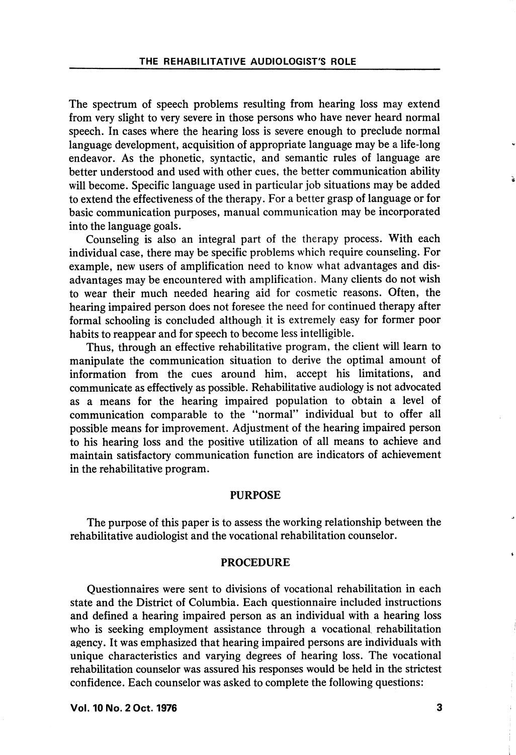The spectrum of speech problems resulting from hearing loss may extend from very slight to very severe in those persons who have never heard normal speech. In cases where the hearing loss is severe enough to preclude normal language development, acquisition of appropriate language may be a life-long endeavor. As the phonetic, syntactic, and semantic rules of language are better understood and used with other cues, the better communication ability will become. Specific language used in particular job situations may be added to extend the effectiveness of the therapy. For a better grasp of language or for basic communication purposes, manual communication may be incorporated into the language goals.

Counseling is also an integral part of the therapy process. With each individual case, there may be specific problems which require counseling. For example, new users of amplification need to know what advantages and disadvantages may be encountered with amplification. Many clients do not wish to wear their much needed hearing aid for cosmetic reasons. Often, the hearing impaired person does not foresee the need for continued therapy after formal schooling is concluded although it is extremely easy for former poor habits to reappear and for speech to become less intelligible.

Thus, through an effective rehabilitative program, the client will learn to manipulate the communication situation to derive the optimal amount of information from the cues around him, accept his limitations, and communicate as effectively as possible. Rehabilitative audiology is not advocated as a means for the hearing impaired population to obtain a level of communication comparable to the "normal" individual but to offer all possible means for improvement. Adjustment of the hearing impaired person to his hearing loss and the positive utilization of all means to achieve and maintain satisfactory communication function are indicators of achievement in the rehabilitative program.

## PURPOSE

The purpose of this paper is to assess the working relationship between the rehabilitative audiologist and the vocational rehabilitation counselor.

## PROCEDURE

Questionnaires were sent to divisions of vocational rehabilitation in each state and the District of Columbia. Each questionnaire included instructions and defined a hearing impaired person as an individual with a hearing loss who is seeking employment assistance through a vocational rehabilitation agency. It was emphasized that hearing impaired persons are individuals with unique characteristics and varying degrees of hearing loss. The vocational rehabilitation counselor was assured his responses would be held in the strictest confidence. Each counselor was asked to complete the following questions: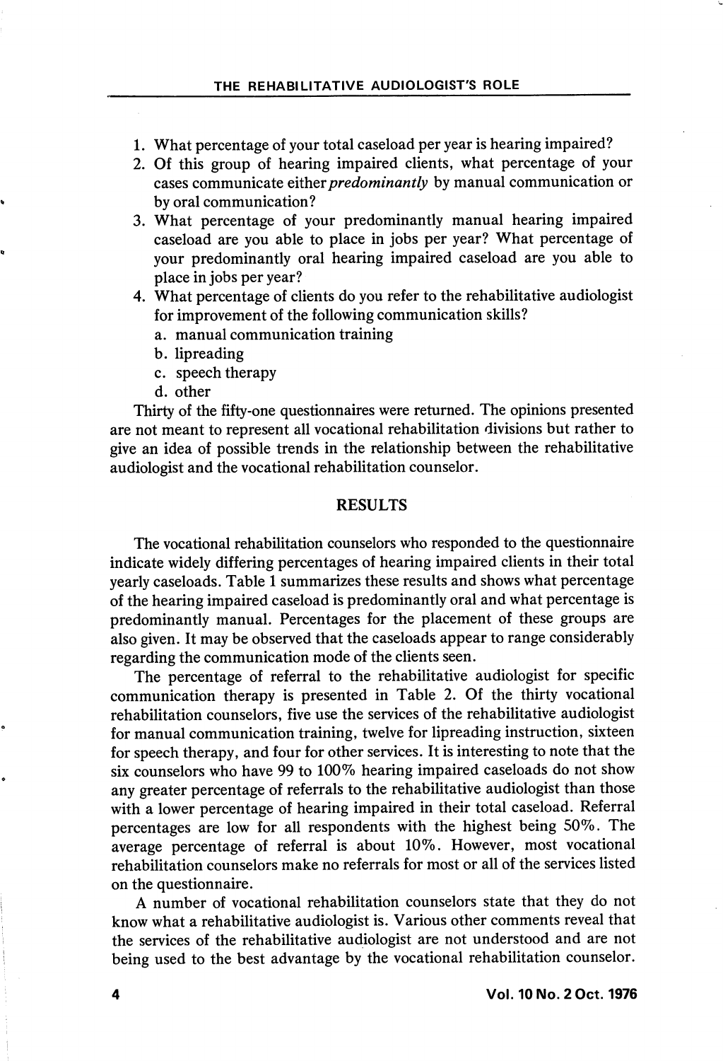1. What percentage of your total caseload per year is hearing impaired?
2. Of this group of hearing impaired clients, what percentage of your cases communicate either *predominantly* by manual communication or by oral communication?
3. What percentage of your predominantly manual hearing impaired caseload are you able to place in jobs per year? What percentage of your predominantly oral hearing impaired caseload are you able to place in jobs per year?
4. What percentage of clients do you refer to the rehabilitative audiologist for improvement of the following communication skills?
   a. manual communication training
   b. lipreading
   c. speech therapy
   d. other

Thirty of the fifty-one questionnaires were returned. The opinions presented are not meant to represent all vocational rehabilitation divisions but rather to give an idea of possible trends in the relationship between the rehabilitative audiologist and the vocational rehabilitation counselor.

## RESULTS

The vocational rehabilitation counselors who responded to the questionnaire indicate widely differing percentages of hearing impaired clients in their total yearly caseloads. Table 1 summarizes these results and shows what percentage of the hearing impaired caseload is predominantly oral and what percentage is predominantly manual. Percentages for the placement of these groups are also given. It may be observed that the caseloads appear to range considerably regarding the communication mode of the clients seen.

The percentage of referral to the rehabilitative audiologist for specific communication therapy is presented in Table 2. Of the thirty vocational rehabilitation counselors, five use the services of the rehabilitative audiologist for manual communication training, twelve for lipreading instruction, sixteen for speech therapy, and four for other services. It is interesting to note that the six counselors who have 99 to 100% hearing impaired caseloads do not show any greater percentage of referrals to the rehabilitative audiologist than those with a lower percentage of hearing impaired in their total caseload. Referral percentages are low for all respondents with the highest being 50%. The average percentage of referral is about 10%. However, most vocational rehabilitation counselors make no referrals for most or all of the services listed on the questionnaire.

A number of vocational rehabilitation counselors state that they do not know what a rehabilitative audiologist is. Various other comments reveal that the services of the rehabilitative audiologist are not understood and are not being used to the best advantage by the vocational rehabilitation counselor.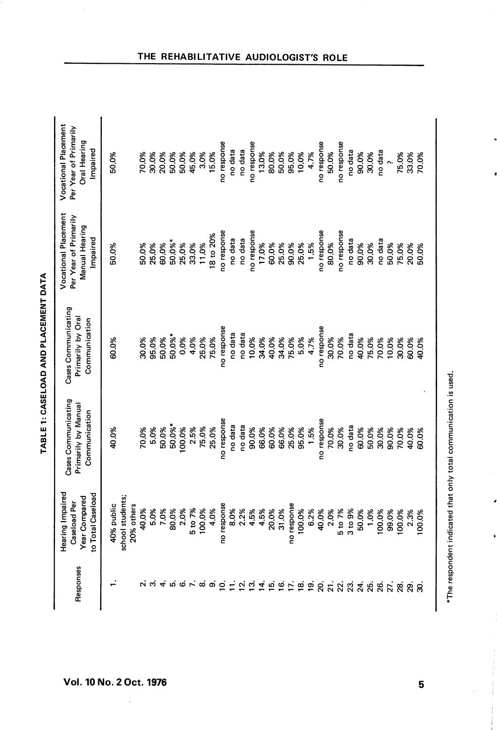## TABLE 1: CASELOAD AND PLACEMENT DATA

| Responses | Hearing Impaired Caseload Per Year Compared to Total Caseload | Cases Communicating Primarily by Manual Communication | Cases Communicating Primarily by Oral Communication | Vocational Placement Per Year of Primarily Manual Hearing Impaired | Vocational Placement Per Year of Primarily Oral Hearing Impaired |
|---|---|---|---|---|---|
| 1. | 40% public school students; 20% others | 40.0% | 60.0% | 50.0% | 50.0% |
| 2. | 40.0% | 70.0% | 30.0% | 50.0% | 70.0% |
| 3. | 5.0% | 5.0% | 95.0% | 25.0% | 30.0% |
| 4. | 7.0% | 50.0% | 50.0% | 60.0% | 20.0% |
| 5. | 80.0% | 50.0%* | 50.0%* | 50.0%* | 50.0% |
| 6. | 2.0% | 100.0% | 0.0% | 25.0% | 50.0% |
| 7. | 5 to 7% | 2.5% | 4.0% | 33.0% | 45.0% |
| 8. | 100.0% | 75.0% | 25.0% | 11.0% | 3.0% |
| 9. | 4.0% | 25.0% | 75.0% | 18 to 20% | 15.0% |
| 10. | no response | no response | no response | no response | no response |
| 11. | 8.0% | no data | no data | no data | no data |
| 12. | 2.2% | no data | no data | no data | no data |
| 13. | 4.5% | 90.0% | 10.0% | no response | no response |
| 14. | 4.5% | 66.0% | 34.0% | 17.0% | 13.0% |
| 15. | 20.0% | 60.0% | 40.0% | 60.0% | 80.0% |
| 16. | 31.0% | 66.0% | 34.0% | 25.0% | 50.0% |
| 17. | no response | 25.0% | 75.0% | 90.0% | 95.0% |
| 18. | 100.0% | 95.0% | 5.0% | 25.0% | 10.0% |
| 19. | 6.2% | 1.5% | 4.7% | 1.5% | 4.7% |
| 20. | 40.0% | no response | no response | no response | no response |
| 21. | 2.0% | 70.0% | 30.0% | 80.0% | 50.0% |
| 22. | 5 to 7% | 30.0% | 70.0% | no response | no response |
| 23. | 3 to 9% | no data | no data | no data | no data |
| 24. | 50.0% | 60.0% | 40.0% | 90.0% | 90.0% |
| 25. | 1.0% | 50.0% | 75.0% | 30.0% | 30.0% |
| 26. | 100.0% | 30.0% | 70.0% | no data | no data |
| 27. | 99.0% | 90.0% | 10.0% | 50.0% | ? |
| 28. | 100.0% | 70.0% | 30.0% | 75.0% | 75.0% |
| 29. | 2.3% | 40.0% | 60.0% | 20.0% | 33.0% |
| 30. | 100.0% | 60.0% | 40.0% | 50.0% | 70.0% |

*The respondent indicated that only total communication is used.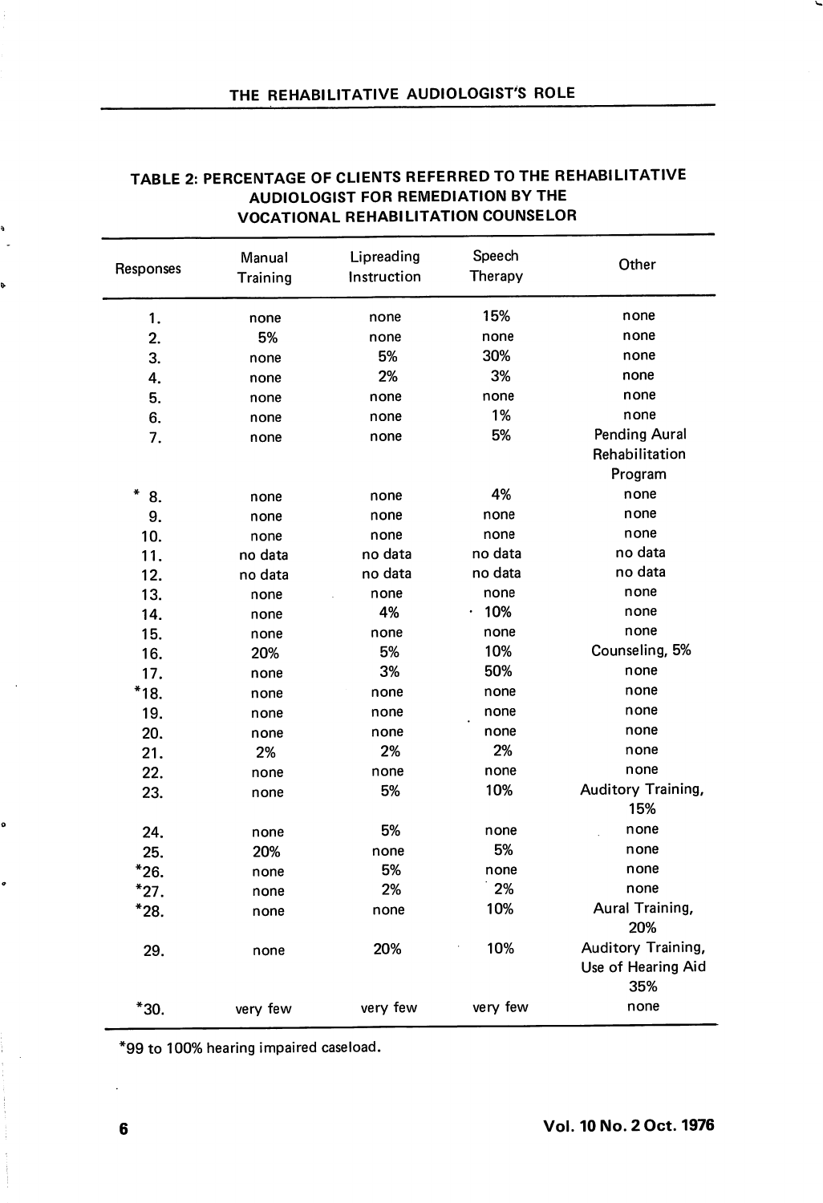## TABLE 2: PERCENTAGE OF CLIENTS REFERRED TO THE REHABILITATIVE AUDIOLOGIST FOR REMEDIATION BY THE VOCATIONAL REHABILITATION COUNSELOR

| Responses | Manual Training | Lipreading Instruction | Speech Therapy | Other |
|---|---|---|---|---|
| 1. | none | none | 15% | none |
| 2. | 5% | none | none | none |
| 3. | none | 5% | 30% | none |
| 4. | none | 2% | 3% | none |
| 5. | none | none | none | none |
| 6. | none | none | 1% | none |
| 7. | none | none | 5% | Pending Aural Rehabilitation Program |
| *8. | none | none | 4% | none |
| 9. | none | none | none | none |
| 10. | none | none | none | none |
| 11. | no data | no data | no data | no data |
| 12. | no data | no data | no data | no data |
| 13. | none | none | none | none |
| 14. | none | 4% | 10% | none |
| 15. | none | none | none | none |
| 16. | 20% | 5% | 10% | Counseling, 5% |
| 17. | none | 3% | 50% | none |
| *18. | none | none | none | none |
| 19. | none | none | none | none |
| 20. | none | none | none | none |
| 21. | 2% | 2% | 2% | none |
| 22. | none | none | none | none |
| 23. | none | 5% | 10% | Auditory Training, 15% |
| 24. | none | 5% | none | none |
| 25. | 20% | none | 5% | none |
| *26. | none | 5% | none | none |
| *27. | none | 2% | 2% | none |
| *28. | none | none | 10% | Aural Training, 20% |
| 29. | none | 20% | 10% | Auditory Training, Use of Hearing Aid 35% |
| *30. | very few | very few | very few | none |

*99 to 100% hearing impaired caseload.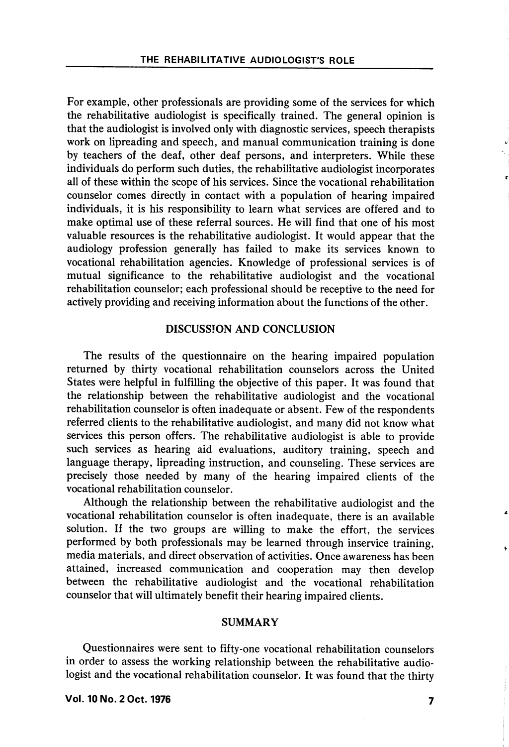For example, other professionals are providing some of the services for which the rehabilitative audiologist is specifically trained. The general opinion is that the audiologist is involved only with diagnostic services, speech therapists work on lipreading and speech, and manual communication training is done by teachers of the deaf, other deaf persons, and interpreters. While these individuals do perform such duties, the rehabilitative audiologist incorporates all of these within the scope of his services. Since the vocational rehabilitation counselor comes directly in contact with a population of hearing impaired individuals, it is his responsibility to learn what services are offered and to make optimal use of these referral sources. He will find that one of his most valuable resources is the rehabilitative audiologist. It would appear that the audiology profession generally has failed to make its services known to vocational rehabilitation agencies. Knowledge of professional services is of mutual significance to the rehabilitative audiologist and the vocational rehabilitation counselor; each professional should be receptive to the need for actively providing and receiving information about the functions of the other.

## DISCUSSION AND CONCLUSION

The results of the questionnaire on the hearing impaired population returned by thirty vocational rehabilitation counselors across the United States were helpful in fulfilling the objective of this paper. It was found that the relationship between the rehabilitative audiologist and the vocational rehabilitation counselor is often inadequate or absent. Few of the respondents referred clients to the rehabilitative audiologist, and many did not know what services this person offers. The rehabilitative audiologist is able to provide such services as hearing aid evaluations, auditory training, speech and language therapy, lipreading instruction, and counseling. These services are precisely those needed by many of the hearing impaired clients of the vocational rehabilitation counselor.

Although the relationship between the rehabilitative audiologist and the vocational rehabilitation counselor is often inadequate, there is an available solution. If the two groups are willing to make the effort, the services performed by both professionals may be learned through inservice training, media materials, and direct observation of activities. Once awareness has been attained, increased communication and cooperation may then develop between the rehabilitative audiologist and the vocational rehabilitation counselor that will ultimately benefit their hearing impaired clients.

## SUMMARY

Questionnaires were sent to fifty-one vocational rehabilitation counselors in order to assess the working relationship between the rehabilitative audiologist and the vocational rehabilitation counselor. It was found that the thirty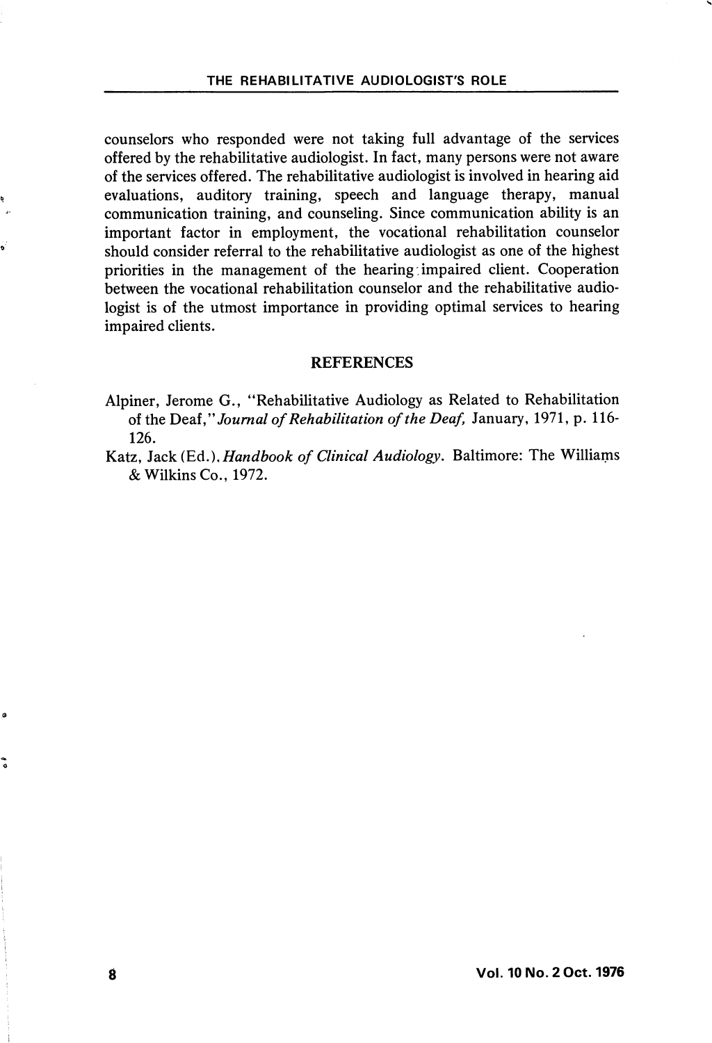counselors who responded were not taking full advantage of the services offered by the rehabilitative audiologist. In fact, many persons were not aware of the services offered. The rehabilitative audiologist is involved in hearing aid evaluations, auditory training, speech and language therapy, manual communication training, and counseling. Since communication ability is an important factor in employment, the vocational rehabilitation counselor should consider referral to the rehabilitative audiologist as one of the highest priorities in the management of the hearing impaired client. Cooperation between the vocational rehabilitation counselor and the rehabilitative audiologist is of the utmost importance in providing optimal services to hearing impaired clients.

## REFERENCES

Alpiner, Jerome G., "Rehabilitative Audiology as Related to Rehabilitation of the Deaf," *Journal of Rehabilitation of the Deaf,* January, 1971, p. 116-126.

Katz, Jack (Ed.), *Handbook of Clinical Audiology.* Baltimore: The Williams & Wilkins Co., 1972.